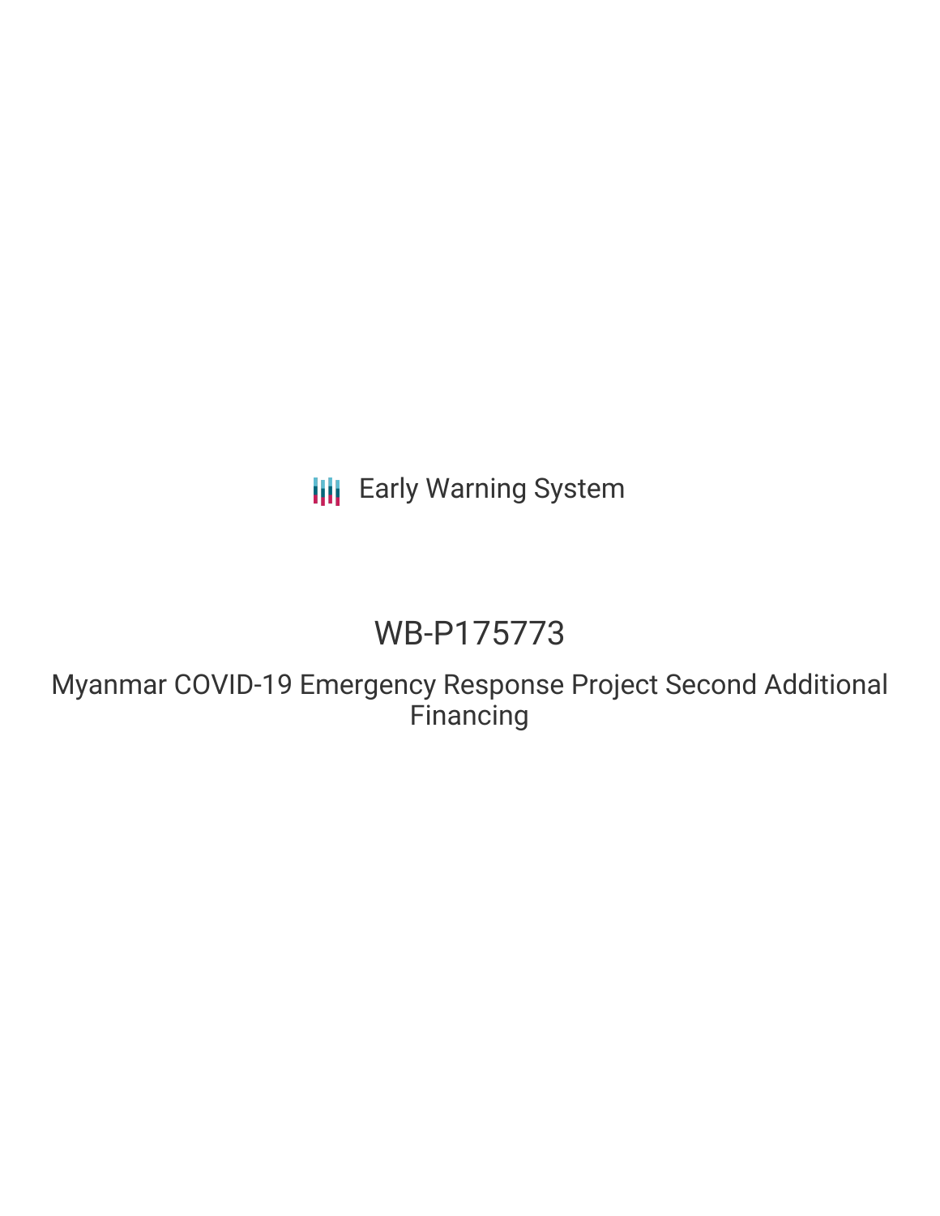Early Warning System

# WB-P175773

## Myanmar COVID-19 Emergency Response Project Second Additional Financing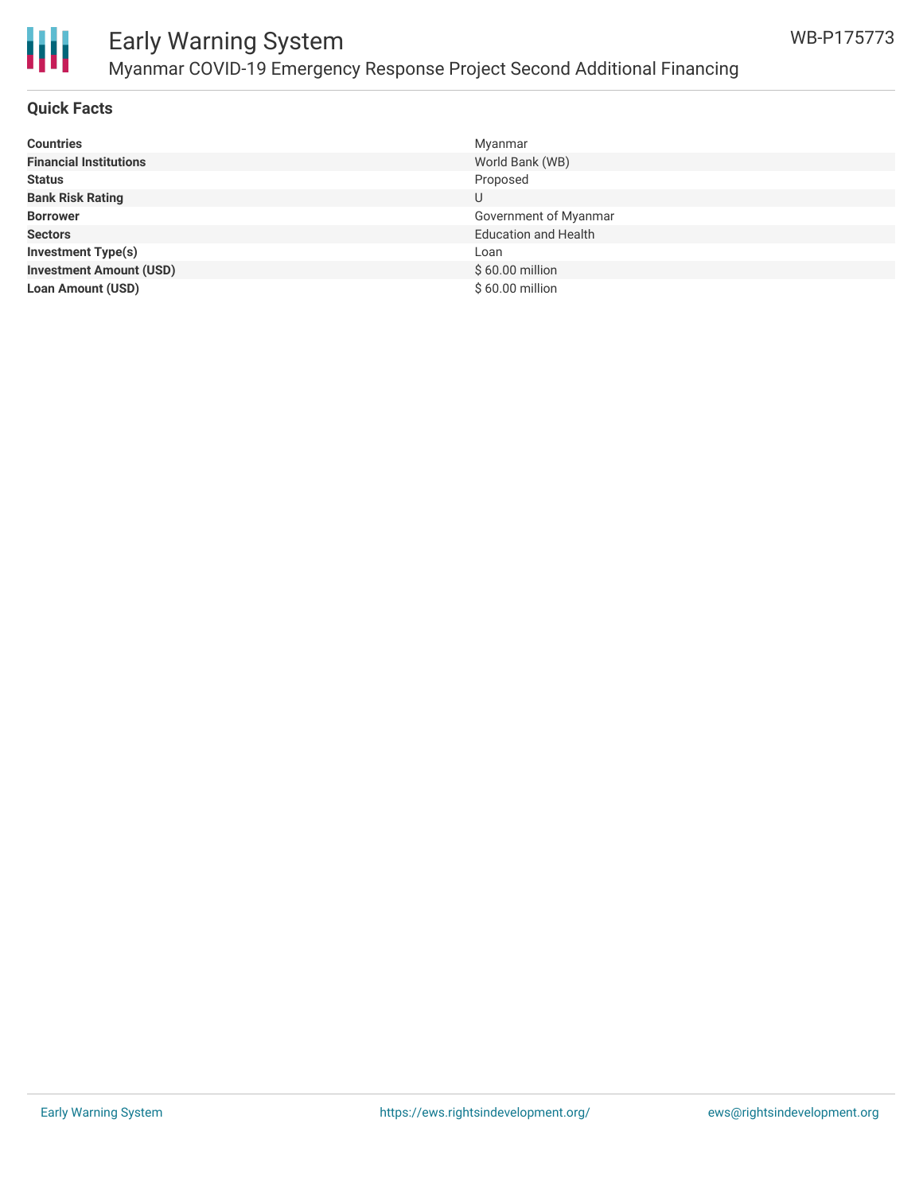## Quick Facts

| | |
|---|---|
| **Countries** | Myanmar |
| **Financial Institutions** | World Bank (WB) |
| **Status** | Proposed |
| **Bank Risk Rating** | U |
| **Borrower** | Government of Myanmar |
| **Sectors** | Education and Health |
| **Investment Type(s)** | Loan |
| **Investment Amount (USD)** | $ 60.00 million |
| **Loan Amount (USD)** | $ 60.00 million |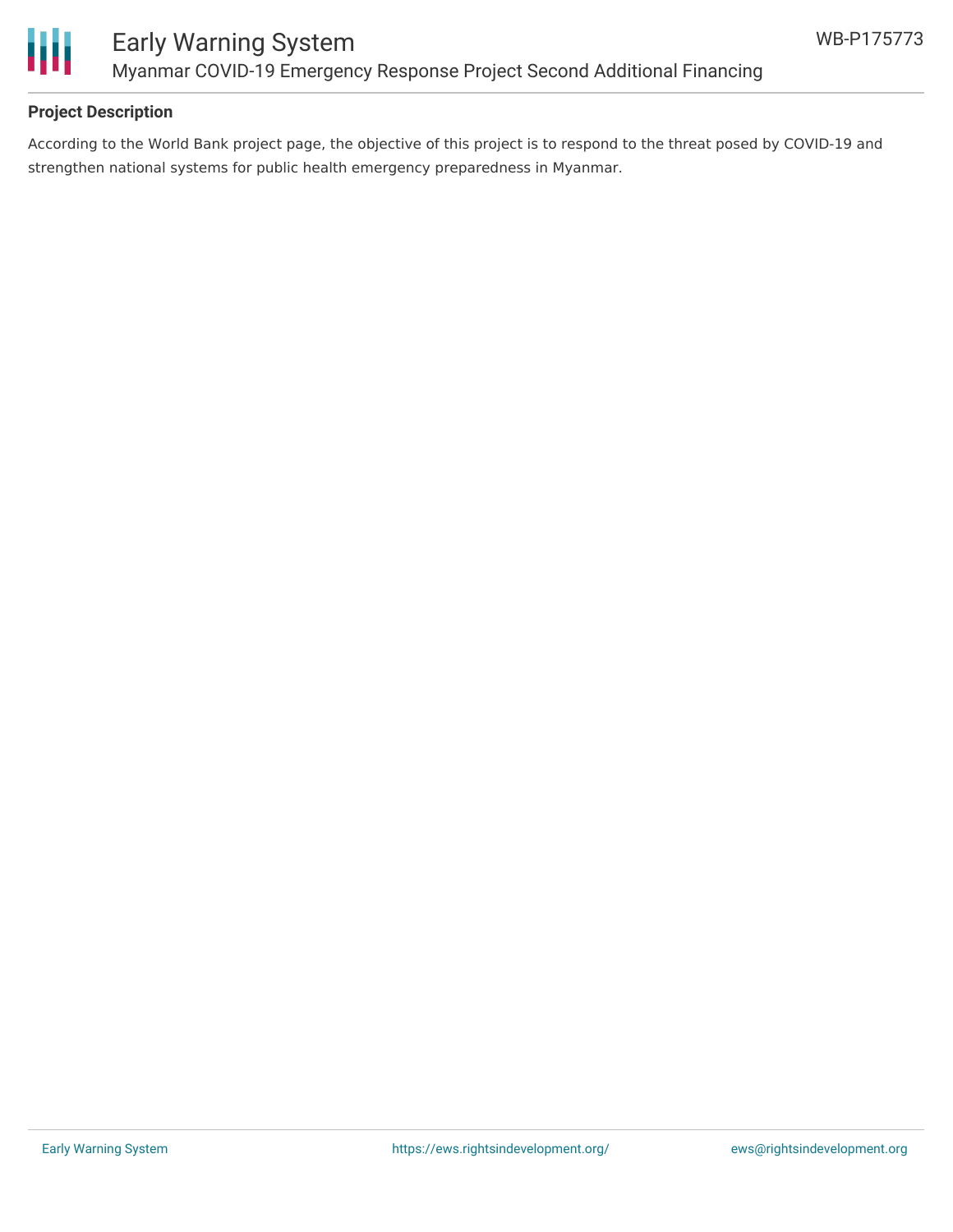**Project Description**

According to the World Bank project page, the objective of this project is to respond to the threat posed by COVID-19 and strengthen national systems for public health emergency preparedness in Myanmar.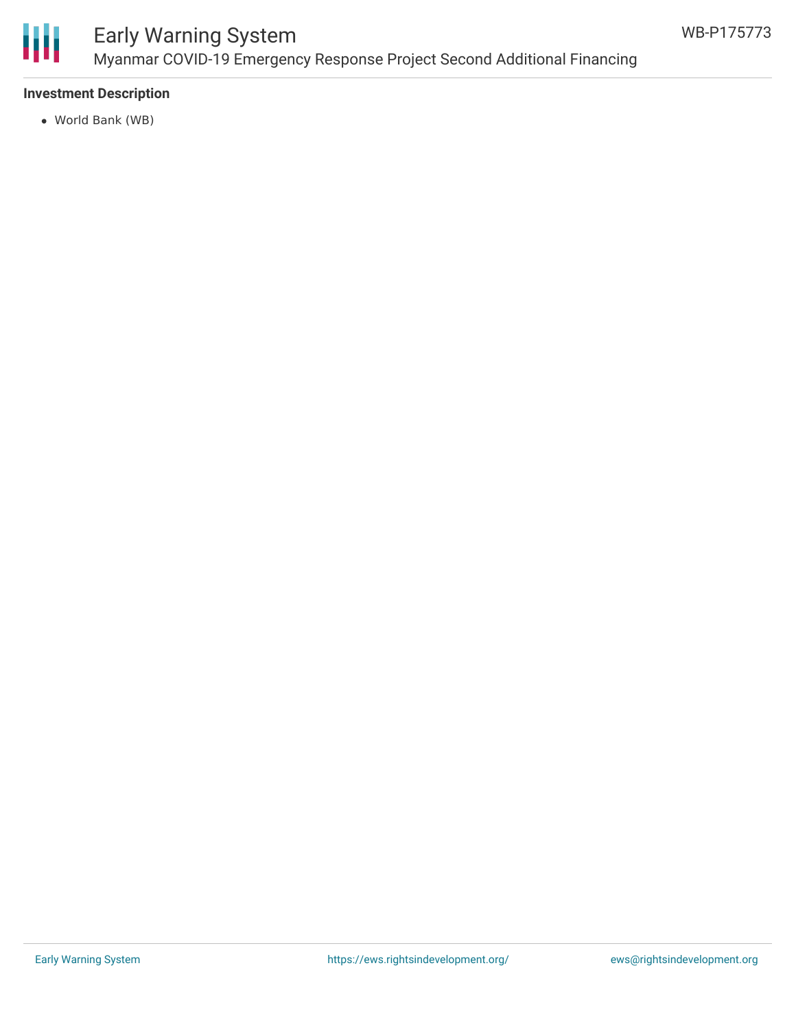**Investment Description**

- World Bank (WB)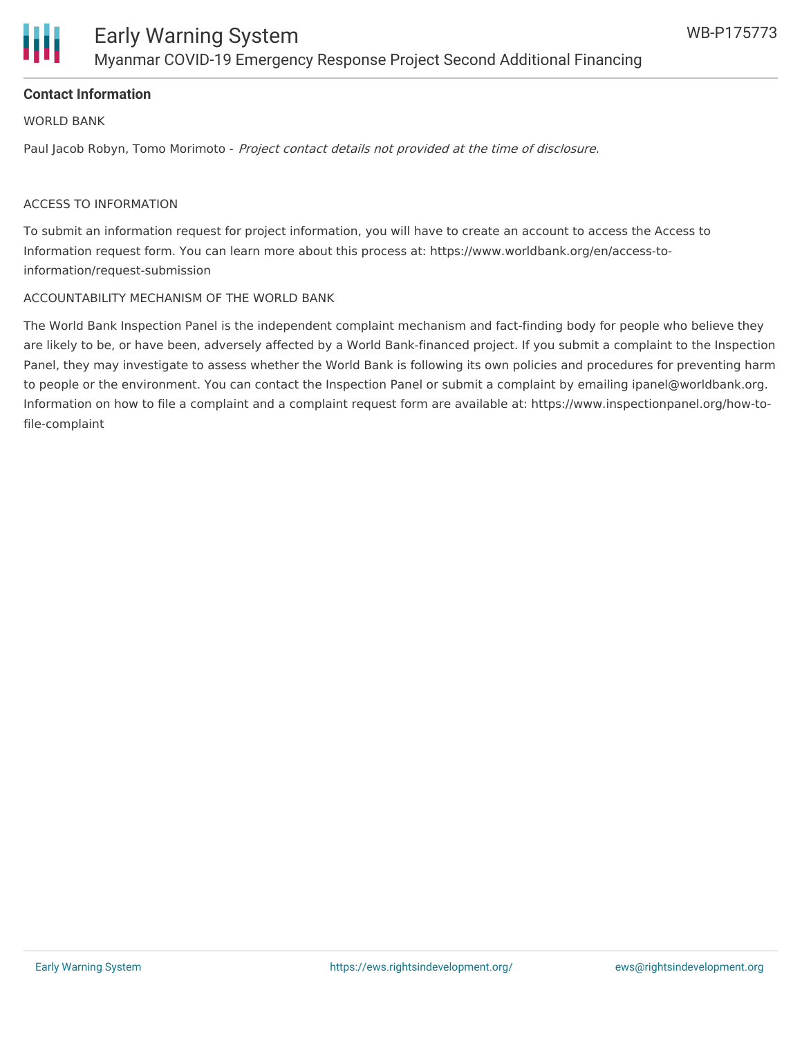**Contact Information**

WORLD BANK

Paul Jacob Robyn, Tomo Morimoto - *Project contact details not provided at the time of disclosure.*

ACCESS TO INFORMATION

To submit an information request for project information, you will have to create an account to access the Access to Information request form. You can learn more about this process at: https://www.worldbank.org/en/access-to-information/request-submission

ACCOUNTABILITY MECHANISM OF THE WORLD BANK

The World Bank Inspection Panel is the independent complaint mechanism and fact-finding body for people who believe they are likely to be, or have been, adversely affected by a World Bank-financed project. If you submit a complaint to the Inspection Panel, they may investigate to assess whether the World Bank is following its own policies and procedures for preventing harm to people or the environment. You can contact the Inspection Panel or submit a complaint by emailing ipanel@worldbank.org. Information on how to file a complaint and a complaint request form are available at: https://www.inspectionpanel.org/how-to-file-complaint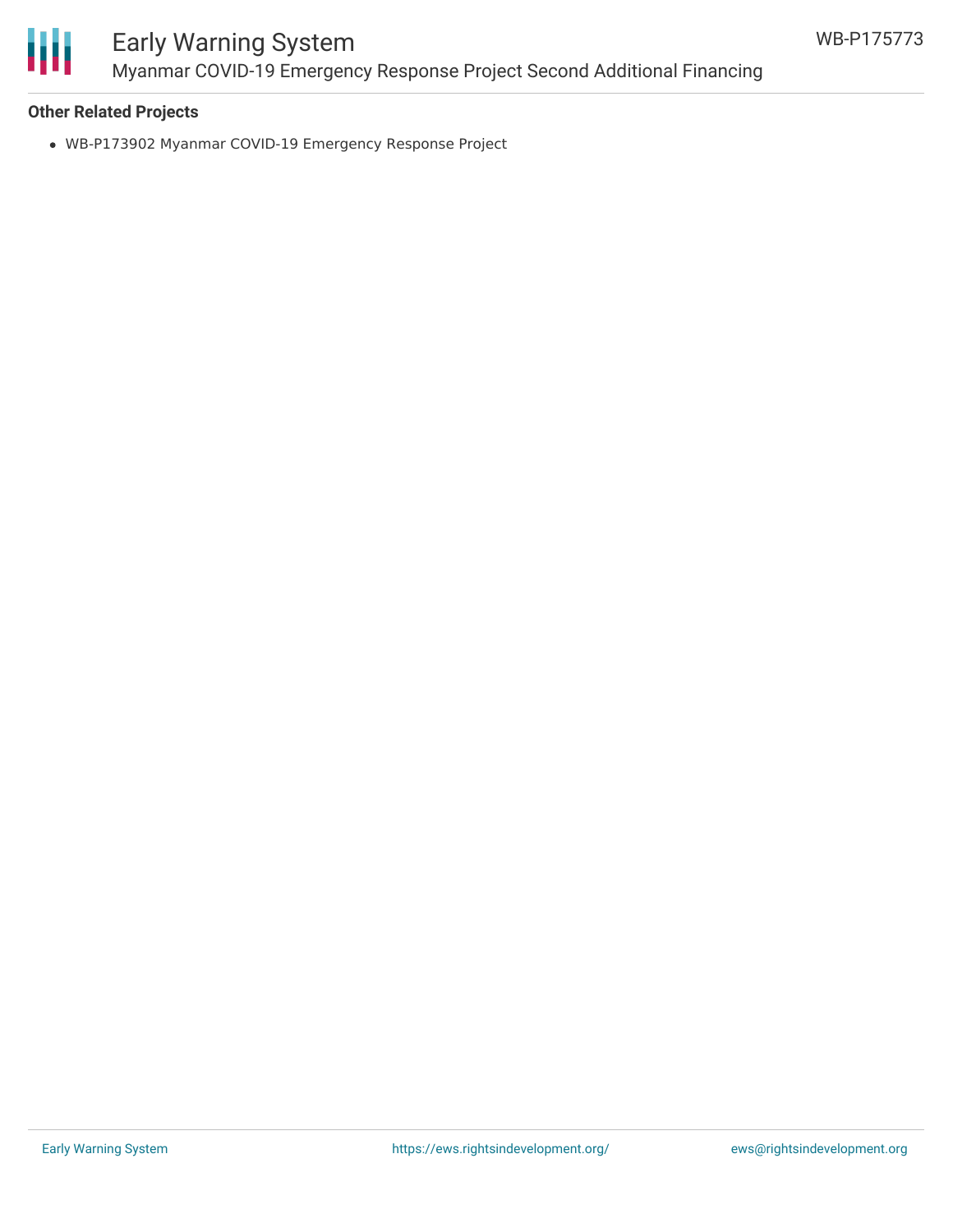**Other Related Projects**

- WB-P173902 Myanmar COVID-19 Emergency Response Project